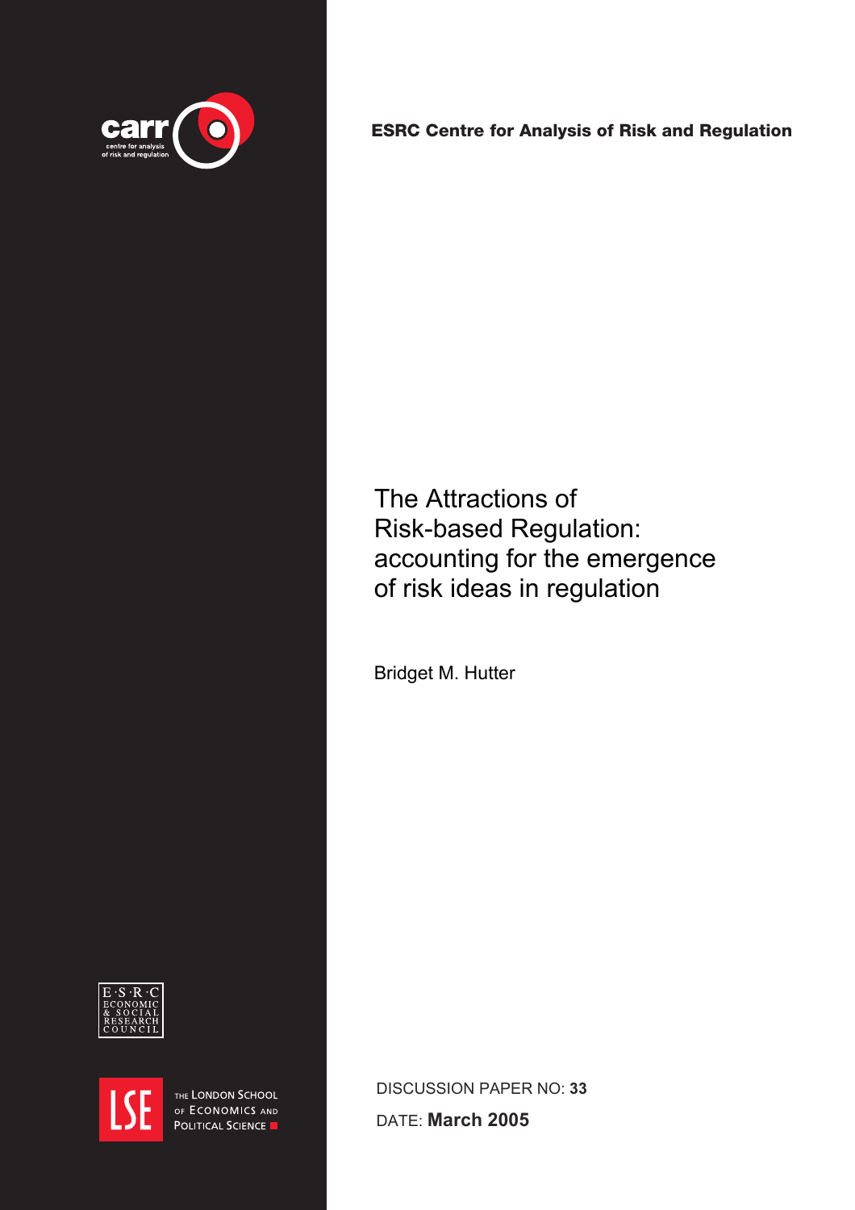carr

centre for analysis of risk and regulation

**ESRC Centre for Analysis of Risk and Regulation**

# The Attractions of Risk-based Regulation: accounting for the emergence of risk ideas in regulation

Bridget M. Hutter

E·S·R·C ECONOMIC & SOCIAL RESEARCH COUNCIL

LSE THE LONDON SCHOOL OF ECONOMICS AND POLITICAL SCIENCE

DISCUSSION PAPER NO: **33**

DATE: **March 2005**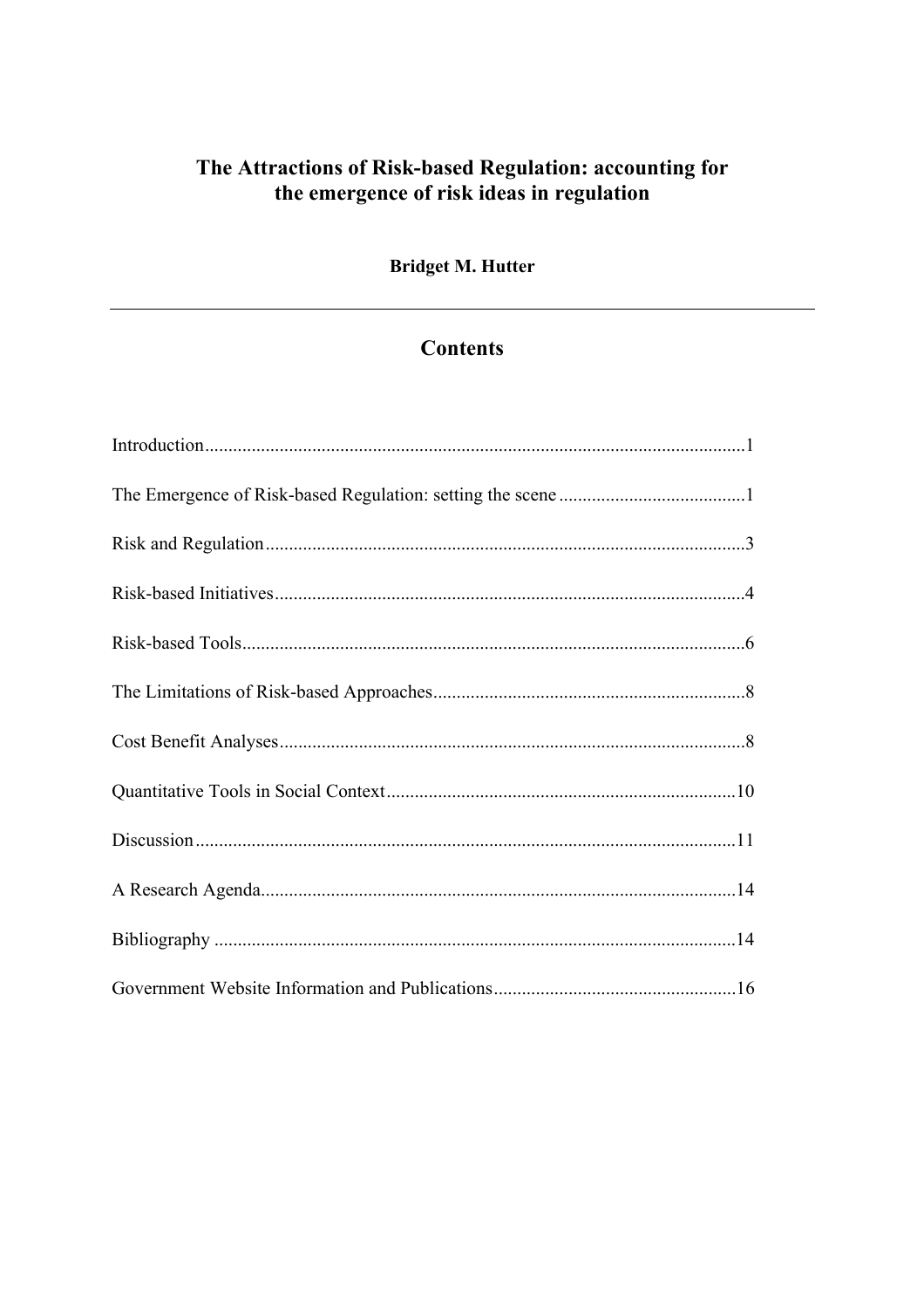# The Attractions of Risk-based Regulation: accounting for the emergence of risk ideas in regulation

**Bridget M. Hutter**

---

## Contents

Introduction....................................................................................................................1

The Emergence of Risk-based Regulation: setting the scene ........................................1

Risk and Regulation.......................................................................................................3

Risk-based Initiatives.....................................................................................................4

Risk-based Tools............................................................................................................6

The Limitations of Risk-based Approaches...................................................................8

Cost Benefit Analyses....................................................................................................8

Quantitative Tools in Social Context...........................................................................10

Discussion....................................................................................................................11

A Research Agenda......................................................................................................14

Bibliography ................................................................................................................14

Government Website Information and Publications....................................................16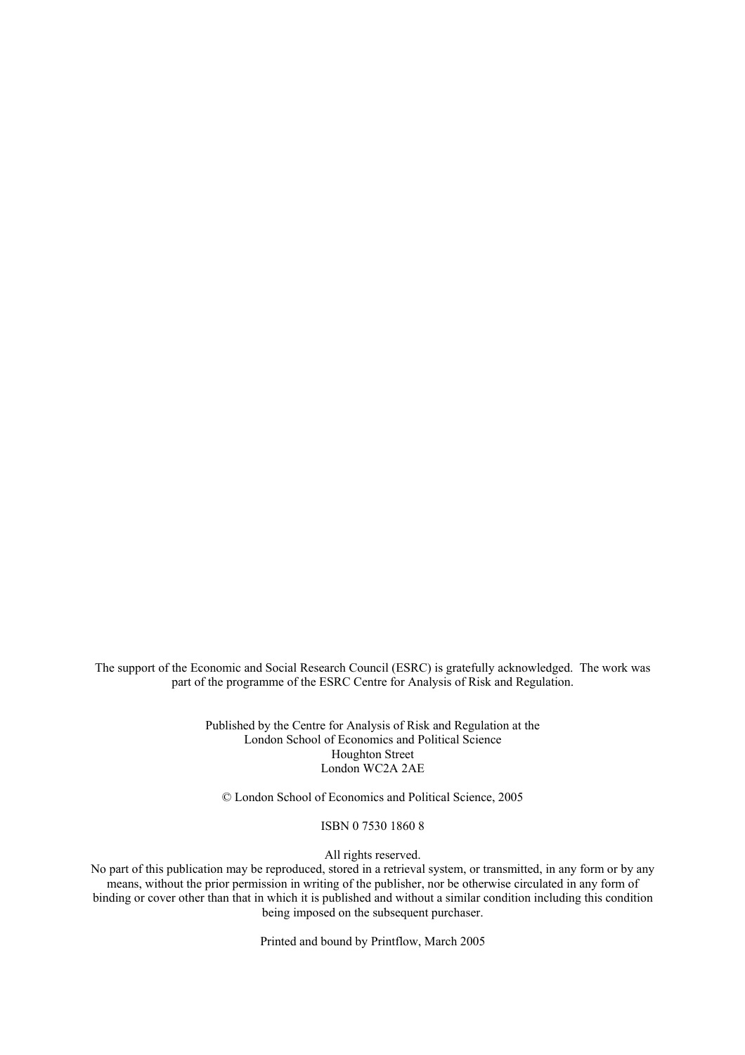The support of the Economic and Social Research Council (ESRC) is gratefully acknowledged. The work was part of the programme of the ESRC Centre for Analysis of Risk and Regulation.

Published by the Centre for Analysis of Risk and Regulation at the
London School of Economics and Political Science
Houghton Street
London WC2A 2AE

© London School of Economics and Political Science, 2005

ISBN 0 7530 1860 8

All rights reserved.
No part of this publication may be reproduced, stored in a retrieval system, or transmitted, in any form or by any means, without the prior permission in writing of the publisher, nor be otherwise circulated in any form of binding or cover other than that in which it is published and without a similar condition including this condition being imposed on the subsequent purchaser.

Printed and bound by Printflow, March 2005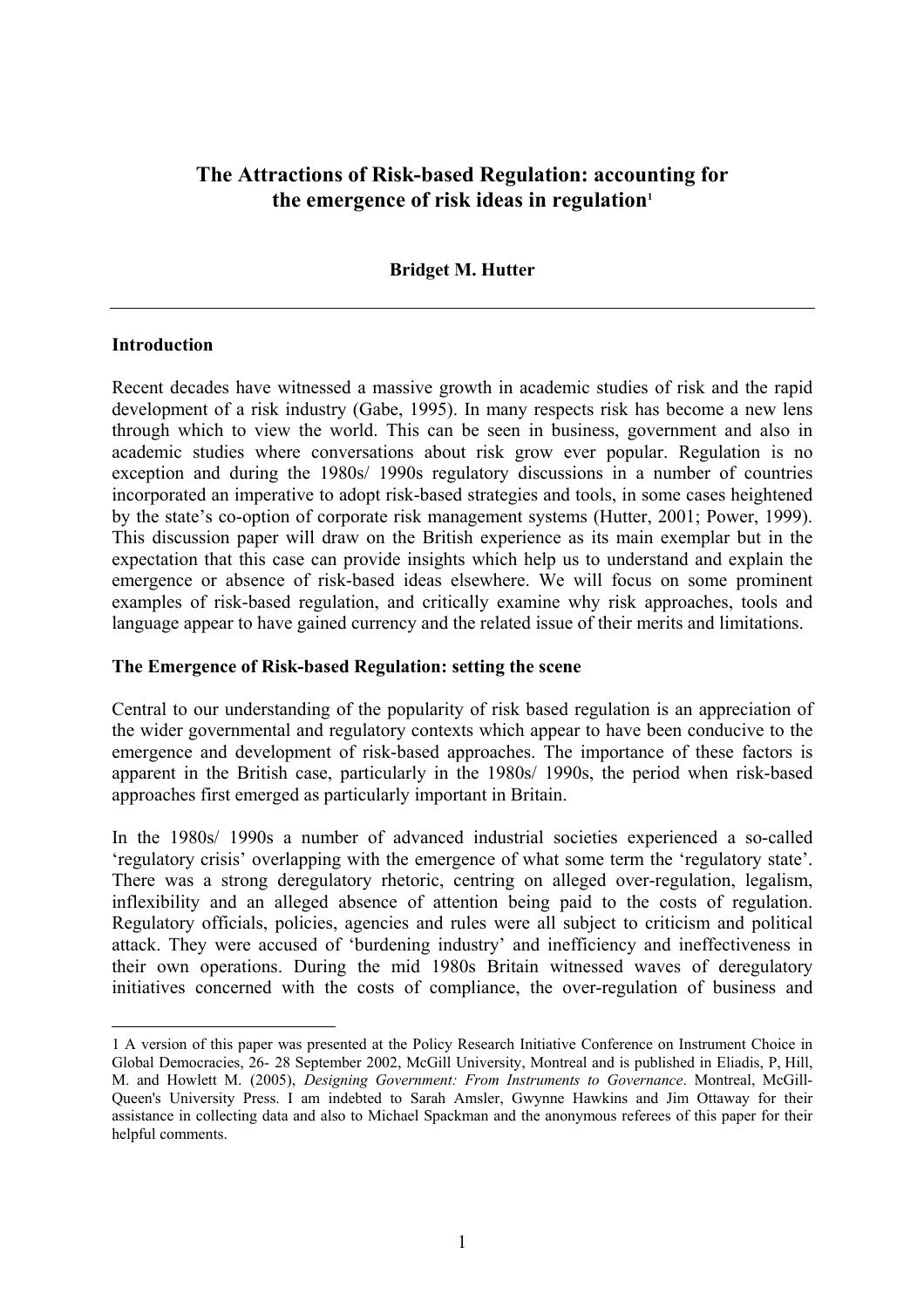# The Attractions of Risk-based Regulation: accounting for the emergence of risk ideas in regulation[1]

**Bridget M. Hutter**

## Introduction

Recent decades have witnessed a massive growth in academic studies of risk and the rapid development of a risk industry (Gabe, 1995). In many respects risk has become a new lens through which to view the world. This can be seen in business, government and also in academic studies where conversations about risk grow ever popular. Regulation is no exception and during the 1980s/ 1990s regulatory discussions in a number of countries incorporated an imperative to adopt risk-based strategies and tools, in some cases heightened by the state's co-option of corporate risk management systems (Hutter, 2001; Power, 1999). This discussion paper will draw on the British experience as its main exemplar but in the expectation that this case can provide insights which help us to understand and explain the emergence or absence of risk-based ideas elsewhere. We will focus on some prominent examples of risk-based regulation, and critically examine why risk approaches, tools and language appear to have gained currency and the related issue of their merits and limitations.

## The Emergence of Risk-based Regulation: setting the scene

Central to our understanding of the popularity of risk based regulation is an appreciation of the wider governmental and regulatory contexts which appear to have been conducive to the emergence and development of risk-based approaches. The importance of these factors is apparent in the British case, particularly in the 1980s/ 1990s, the period when risk-based approaches first emerged as particularly important in Britain.

In the 1980s/ 1990s a number of advanced industrial societies experienced a so-called 'regulatory crisis' overlapping with the emergence of what some term the 'regulatory state'. There was a strong deregulatory rhetoric, centring on alleged over-regulation, legalism, inflexibility and an alleged absence of attention being paid to the costs of regulation. Regulatory officials, policies, agencies and rules were all subject to criticism and political attack. They were accused of 'burdening industry' and inefficiency and ineffectiveness in their own operations. During the mid 1980s Britain witnessed waves of deregulatory initiatives concerned with the costs of compliance, the over-regulation of business and

---

1 A version of this paper was presented at the Policy Research Initiative Conference on Instrument Choice in Global Democracies, 26- 28 September 2002, McGill University, Montreal and is published in Eliadis, P, Hill, M. and Howlett M. (2005), *Designing Government: From Instruments to Governance*. Montreal, McGill-Queen's University Press. I am indebted to Sarah Amsler, Gwynne Hawkins and Jim Ottaway for their assistance in collecting data and also to Michael Spackman and the anonymous referees of this paper for their helpful comments.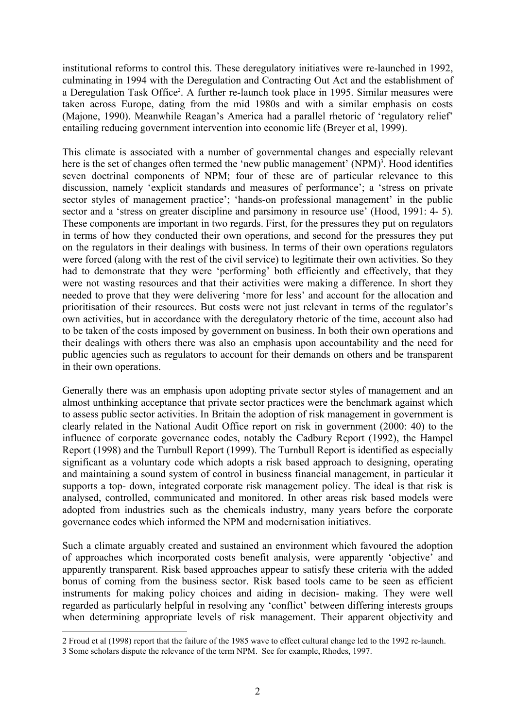institutional reforms to control this. These deregulatory initiatives were re-launched in 1992, culminating in 1994 with the Deregulation and Contracting Out Act and the establishment of a Deregulation Task Office[2]. A further re-launch took place in 1995. Similar measures were taken across Europe, dating from the mid 1980s and with a similar emphasis on costs (Majone, 1990). Meanwhile Reagan's America had a parallel rhetoric of 'regulatory relief' entailing reducing government intervention into economic life (Breyer et al, 1999).

This climate is associated with a number of governmental changes and especially relevant here is the set of changes often termed the 'new public management' (NPM)[3]. Hood identifies seven doctrinal components of NPM; four of these are of particular relevance to this discussion, namely 'explicit standards and measures of performance'; a 'stress on private sector styles of management practice'; 'hands-on professional management' in the public sector and a 'stress on greater discipline and parsimony in resource use' (Hood, 1991: 4- 5). These components are important in two regards. First, for the pressures they put on regulators in terms of how they conducted their own operations, and second for the pressures they put on the regulators in their dealings with business. In terms of their own operations regulators were forced (along with the rest of the civil service) to legitimate their own activities. So they had to demonstrate that they were 'performing' both efficiently and effectively, that they were not wasting resources and that their activities were making a difference. In short they needed to prove that they were delivering 'more for less' and account for the allocation and prioritisation of their resources. But costs were not just relevant in terms of the regulator's own activities, but in accordance with the deregulatory rhetoric of the time, account also had to be taken of the costs imposed by government on business. In both their own operations and their dealings with others there was also an emphasis upon accountability and the need for public agencies such as regulators to account for their demands on others and be transparent in their own operations.

Generally there was an emphasis upon adopting private sector styles of management and an almost unthinking acceptance that private sector practices were the benchmark against which to assess public sector activities. In Britain the adoption of risk management in government is clearly related in the National Audit Office report on risk in government (2000: 40) to the influence of corporate governance codes, notably the Cadbury Report (1992), the Hampel Report (1998) and the Turnbull Report (1999). The Turnbull Report is identified as especially significant as a voluntary code which adopts a risk based approach to designing, operating and maintaining a sound system of control in business financial management, in particular it supports a top- down, integrated corporate risk management policy. The ideal is that risk is analysed, controlled, communicated and monitored. In other areas risk based models were adopted from industries such as the chemicals industry, many years before the corporate governance codes which informed the NPM and modernisation initiatives.

Such a climate arguably created and sustained an environment which favoured the adoption of approaches which incorporated costs benefit analysis, were apparently 'objective' and apparently transparent. Risk based approaches appear to satisfy these criteria with the added bonus of coming from the business sector. Risk based tools came to be seen as efficient instruments for making policy choices and aiding in decision- making. They were well regarded as particularly helpful in resolving any 'conflict' between differing interests groups when determining appropriate levels of risk management. Their apparent objectivity and

---

2 Froud et al (1998) report that the failure of the 1985 wave to effect cultural change led to the 1992 re-launch.

3 Some scholars dispute the relevance of the term NPM. See for example, Rhodes, 1997.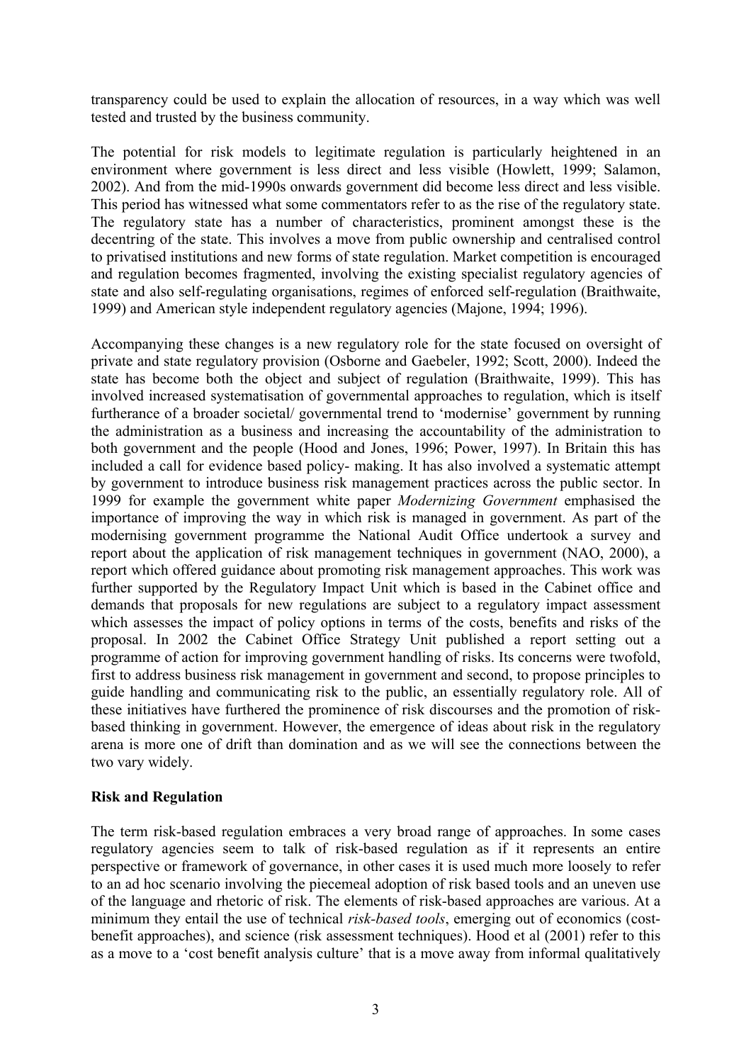transparency could be used to explain the allocation of resources, in a way which was well tested and trusted by the business community.

The potential for risk models to legitimate regulation is particularly heightened in an environment where government is less direct and less visible (Howlett, 1999; Salamon, 2002). And from the mid-1990s onwards government did become less direct and less visible. This period has witnessed what some commentators refer to as the rise of the regulatory state. The regulatory state has a number of characteristics, prominent amongst these is the decentring of the state. This involves a move from public ownership and centralised control to privatised institutions and new forms of state regulation. Market competition is encouraged and regulation becomes fragmented, involving the existing specialist regulatory agencies of state and also self-regulating organisations, regimes of enforced self-regulation (Braithwaite, 1999) and American style independent regulatory agencies (Majone, 1994; 1996).

Accompanying these changes is a new regulatory role for the state focused on oversight of private and state regulatory provision (Osborne and Gaebeler, 1992; Scott, 2000). Indeed the state has become both the object and subject of regulation (Braithwaite, 1999). This has involved increased systematisation of governmental approaches to regulation, which is itself furtherance of a broader societal/ governmental trend to 'modernise' government by running the administration as a business and increasing the accountability of the administration to both government and the people (Hood and Jones, 1996; Power, 1997). In Britain this has included a call for evidence based policy- making. It has also involved a systematic attempt by government to introduce business risk management practices across the public sector. In 1999 for example the government white paper *Modernizing Government* emphasised the importance of improving the way in which risk is managed in government. As part of the modernising government programme the National Audit Office undertook a survey and report about the application of risk management techniques in government (NAO, 2000), a report which offered guidance about promoting risk management approaches. This work was further supported by the Regulatory Impact Unit which is based in the Cabinet office and demands that proposals for new regulations are subject to a regulatory impact assessment which assesses the impact of policy options in terms of the costs, benefits and risks of the proposal. In 2002 the Cabinet Office Strategy Unit published a report setting out a programme of action for improving government handling of risks. Its concerns were twofold, first to address business risk management in government and second, to propose principles to guide handling and communicating risk to the public, an essentially regulatory role. All of these initiatives have furthered the prominence of risk discourses and the promotion of risk-based thinking in government. However, the emergence of ideas about risk in the regulatory arena is more one of drift than domination and as we will see the connections between the two vary widely.

**Risk and Regulation**

The term risk-based regulation embraces a very broad range of approaches. In some cases regulatory agencies seem to talk of risk-based regulation as if it represents an entire perspective or framework of governance, in other cases it is used much more loosely to refer to an ad hoc scenario involving the piecemeal adoption of risk based tools and an uneven use of the language and rhetoric of risk. The elements of risk-based approaches are various. At a minimum they entail the use of technical *risk-based tools*, emerging out of economics (cost-benefit approaches), and science (risk assessment techniques). Hood et al (2001) refer to this as a move to a 'cost benefit analysis culture' that is a move away from informal qualitatively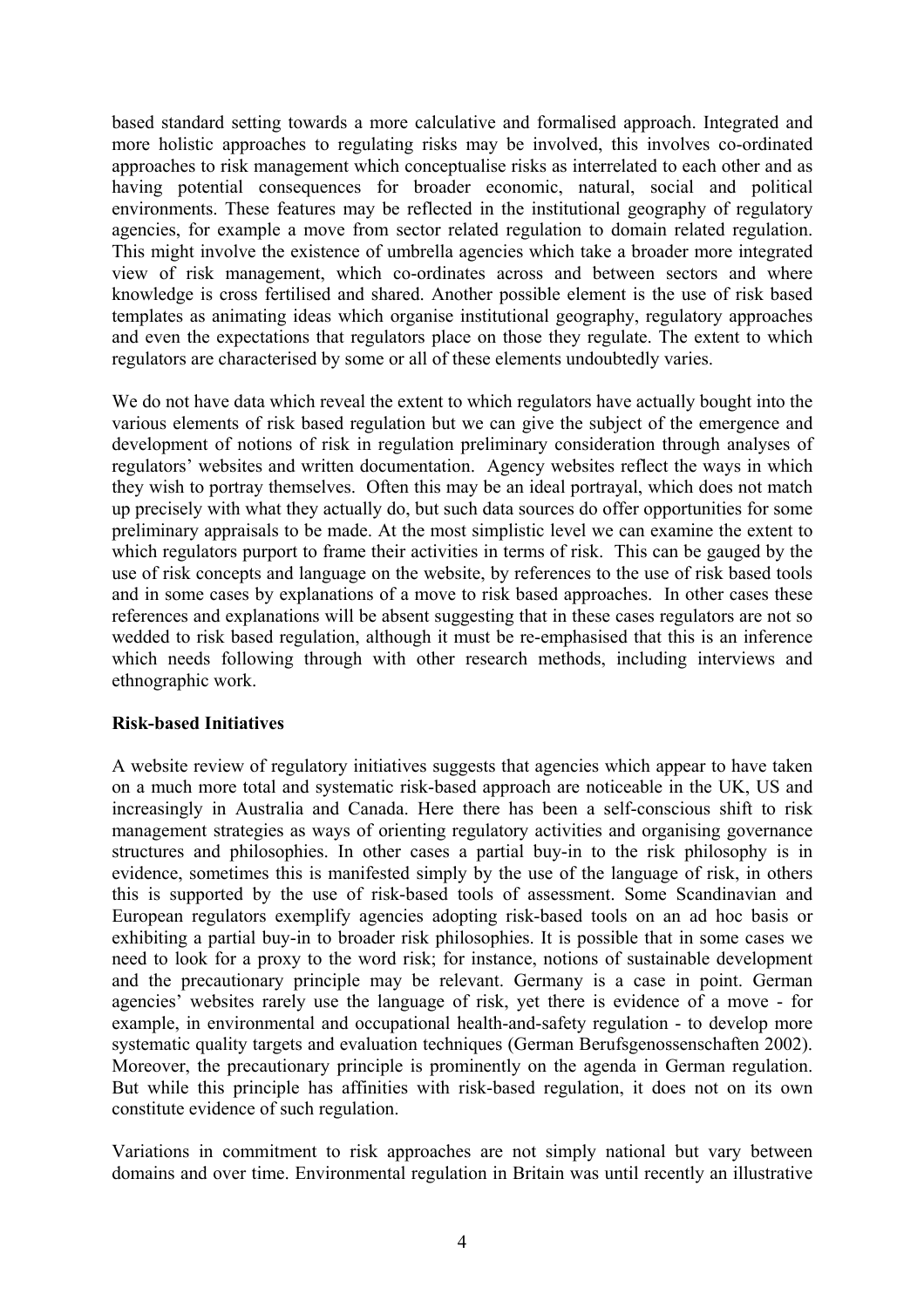based standard setting towards a more calculative and formalised approach. Integrated and more holistic approaches to regulating risks may be involved, this involves co-ordinated approaches to risk management which conceptualise risks as interrelated to each other and as having potential consequences for broader economic, natural, social and political environments. These features may be reflected in the institutional geography of regulatory agencies, for example a move from sector related regulation to domain related regulation. This might involve the existence of umbrella agencies which take a broader more integrated view of risk management, which co-ordinates across and between sectors and where knowledge is cross fertilised and shared. Another possible element is the use of risk based templates as animating ideas which organise institutional geography, regulatory approaches and even the expectations that regulators place on those they regulate. The extent to which regulators are characterised by some or all of these elements undoubtedly varies.

We do not have data which reveal the extent to which regulators have actually bought into the various elements of risk based regulation but we can give the subject of the emergence and development of notions of risk in regulation preliminary consideration through analyses of regulators' websites and written documentation. Agency websites reflect the ways in which they wish to portray themselves. Often this may be an ideal portrayal, which does not match up precisely with what they actually do, but such data sources do offer opportunities for some preliminary appraisals to be made. At the most simplistic level we can examine the extent to which regulators purport to frame their activities in terms of risk. This can be gauged by the use of risk concepts and language on the website, by references to the use of risk based tools and in some cases by explanations of a move to risk based approaches. In other cases these references and explanations will be absent suggesting that in these cases regulators are not so wedded to risk based regulation, although it must be re-emphasised that this is an inference which needs following through with other research methods, including interviews and ethnographic work.

**Risk-based Initiatives**

A website review of regulatory initiatives suggests that agencies which appear to have taken on a much more total and systematic risk-based approach are noticeable in the UK, US and increasingly in Australia and Canada. Here there has been a self-conscious shift to risk management strategies as ways of orienting regulatory activities and organising governance structures and philosophies. In other cases a partial buy-in to the risk philosophy is in evidence, sometimes this is manifested simply by the use of the language of risk, in others this is supported by the use of risk-based tools of assessment. Some Scandinavian and European regulators exemplify agencies adopting risk-based tools on an ad hoc basis or exhibiting a partial buy-in to broader risk philosophies. It is possible that in some cases we need to look for a proxy to the word risk; for instance, notions of sustainable development and the precautionary principle may be relevant. Germany is a case in point. German agencies' websites rarely use the language of risk, yet there is evidence of a move - for example, in environmental and occupational health-and-safety regulation - to develop more systematic quality targets and evaluation techniques (German Berufsgenossenschaften 2002). Moreover, the precautionary principle is prominently on the agenda in German regulation. But while this principle has affinities with risk-based regulation, it does not on its own constitute evidence of such regulation.

Variations in commitment to risk approaches are not simply national but vary between domains and over time. Environmental regulation in Britain was until recently an illustrative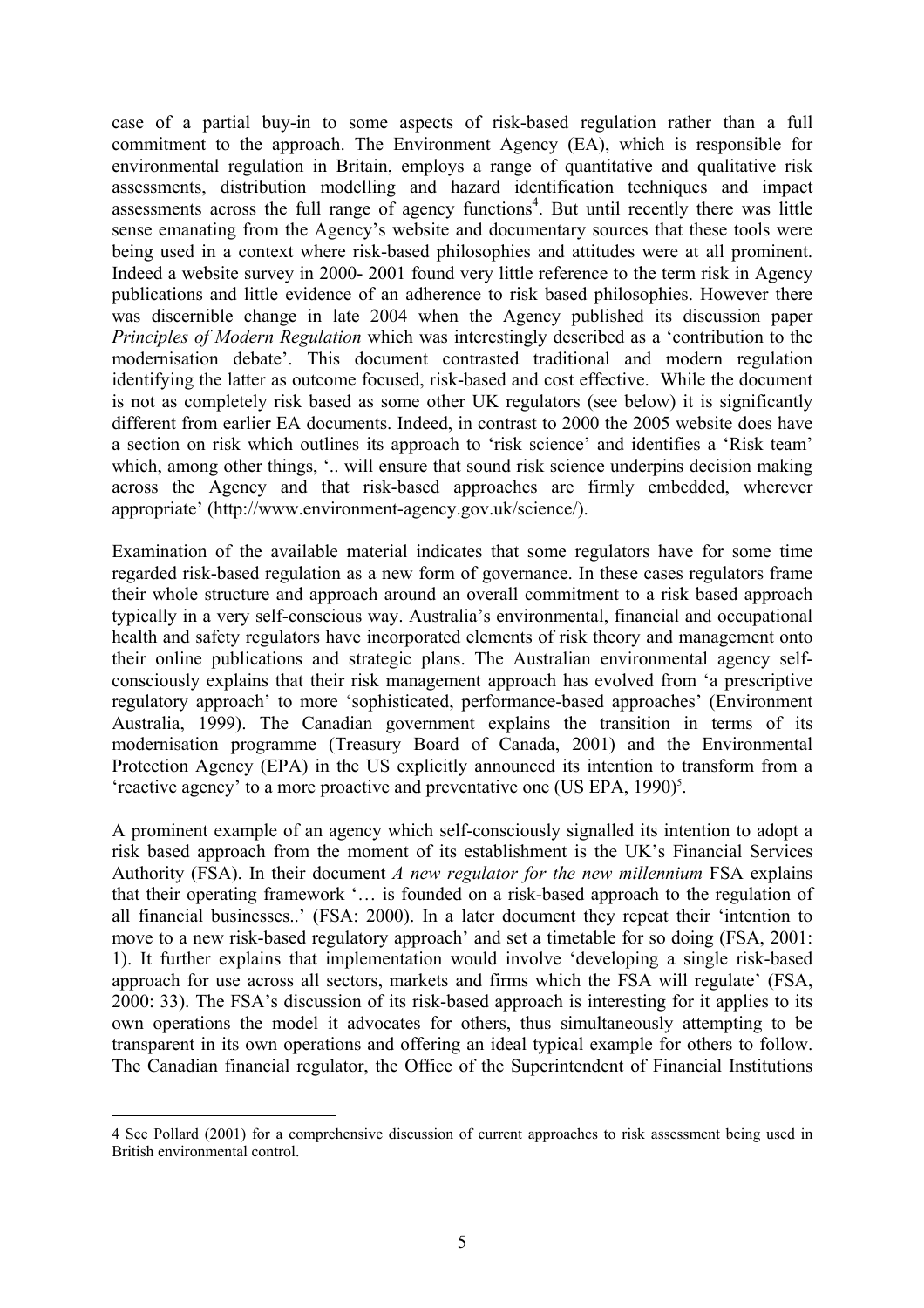case of a partial buy-in to some aspects of risk-based regulation rather than a full commitment to the approach. The Environment Agency (EA), which is responsible for environmental regulation in Britain, employs a range of quantitative and qualitative risk assessments, distribution modelling and hazard identification techniques and impact assessments across the full range of agency functions[4]. But until recently there was little sense emanating from the Agency's website and documentary sources that these tools were being used in a context where risk-based philosophies and attitudes were at all prominent. Indeed a website survey in 2000- 2001 found very little reference to the term risk in Agency publications and little evidence of an adherence to risk based philosophies. However there was discernible change in late 2004 when the Agency published its discussion paper *Principles of Modern Regulation* which was interestingly described as a 'contribution to the modernisation debate'. This document contrasted traditional and modern regulation identifying the latter as outcome focused, risk-based and cost effective. While the document is not as completely risk based as some other UK regulators (see below) it is significantly different from earlier EA documents. Indeed, in contrast to 2000 the 2005 website does have a section on risk which outlines its approach to 'risk science' and identifies a 'Risk team' which, among other things, '.. will ensure that sound risk science underpins decision making across the Agency and that risk-based approaches are firmly embedded, wherever appropriate' (http://www.environment-agency.gov.uk/science/).

Examination of the available material indicates that some regulators have for some time regarded risk-based regulation as a new form of governance. In these cases regulators frame their whole structure and approach around an overall commitment to a risk based approach typically in a very self-conscious way. Australia's environmental, financial and occupational health and safety regulators have incorporated elements of risk theory and management onto their online publications and strategic plans. The Australian environmental agency self-consciously explains that their risk management approach has evolved from 'a prescriptive regulatory approach' to more 'sophisticated, performance-based approaches' (Environment Australia, 1999). The Canadian government explains the transition in terms of its modernisation programme (Treasury Board of Canada, 2001) and the Environmental Protection Agency (EPA) in the US explicitly announced its intention to transform from a 'reactive agency' to a more proactive and preventative one (US EPA, 1990)[5].

A prominent example of an agency which self-consciously signalled its intention to adopt a risk based approach from the moment of its establishment is the UK's Financial Services Authority (FSA). In their document *A new regulator for the new millennium* FSA explains that their operating framework '… is founded on a risk-based approach to the regulation of all financial businesses..' (FSA: 2000). In a later document they repeat their 'intention to move to a new risk-based regulatory approach' and set a timetable for so doing (FSA, 2001: 1). It further explains that implementation would involve 'developing a single risk-based approach for use across all sectors, markets and firms which the FSA will regulate' (FSA, 2000: 33). The FSA's discussion of its risk-based approach is interesting for it applies to its own operations the model it advocates for others, thus simultaneously attempting to be transparent in its own operations and offering an ideal typical example for others to follow. The Canadian financial regulator, the Office of the Superintendent of Financial Institutions

4 See Pollard (2001) for a comprehensive discussion of current approaches to risk assessment being used in British environmental control.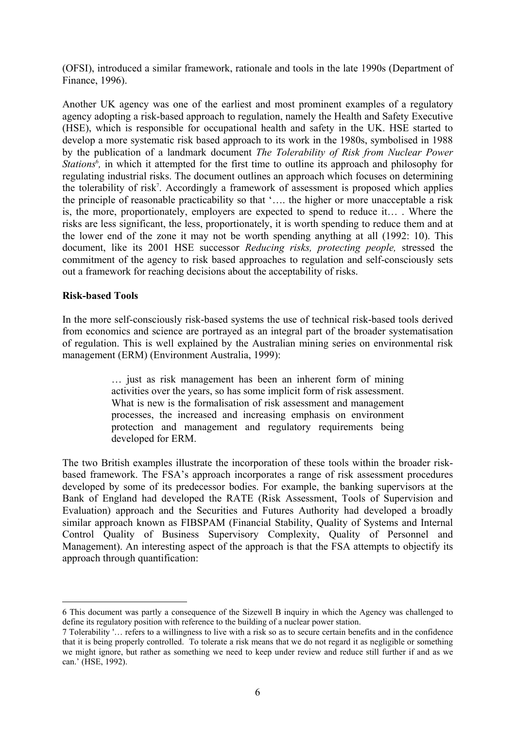(OFSI), introduced a similar framework, rationale and tools in the late 1990s (Department of Finance, 1996).

Another UK agency was one of the earliest and most prominent examples of a regulatory agency adopting a risk-based approach to regulation, namely the Health and Safety Executive (HSE), which is responsible for occupational health and safety in the UK. HSE started to develop a more systematic risk based approach to its work in the 1980s, symbolised in 1988 by the publication of a landmark document *The Tolerability of Risk from Nuclear Power Stations*[6], in which it attempted for the first time to outline its approach and philosophy for regulating industrial risks. The document outlines an approach which focuses on determining the tolerability of risk[7]. Accordingly a framework of assessment is proposed which applies the principle of reasonable practicability so that '…. the higher or more unacceptable a risk is, the more, proportionately, employers are expected to spend to reduce it… . Where the risks are less significant, the less, proportionately, it is worth spending to reduce them and at the lower end of the zone it may not be worth spending anything at all (1992: 10). This document, like its 2001 HSE successor *Reducing risks, protecting people,* stressed the commitment of the agency to risk based approaches to regulation and self-consciously sets out a framework for reaching decisions about the acceptability of risks.

**Risk-based Tools**

In the more self-consciously risk-based systems the use of technical risk-based tools derived from economics and science are portrayed as an integral part of the broader systematisation of regulation. This is well explained by the Australian mining series on environmental risk management (ERM) (Environment Australia, 1999):

> … just as risk management has been an inherent form of mining activities over the years, so has some implicit form of risk assessment. What is new is the formalisation of risk assessment and management processes, the increased and increasing emphasis on environment protection and management and regulatory requirements being developed for ERM.

The two British examples illustrate the incorporation of these tools within the broader risk-based framework. The FSA's approach incorporates a range of risk assessment procedures developed by some of its predecessor bodies. For example, the banking supervisors at the Bank of England had developed the RATE (Risk Assessment, Tools of Supervision and Evaluation) approach and the Securities and Futures Authority had developed a broadly similar approach known as FIBSPAM (Financial Stability, Quality of Systems and Internal Control Quality of Business Supervisory Complexity, Quality of Personnel and Management). An interesting aspect of the approach is that the FSA attempts to objectify its approach through quantification:

---

6 This document was partly a consequence of the Sizewell B inquiry in which the Agency was challenged to define its regulatory position with reference to the building of a nuclear power station.

7 Tolerability '… refers to a willingness to live with a risk so as to secure certain benefits and in the confidence that it is being properly controlled. To tolerate a risk means that we do not regard it as negligible or something we might ignore, but rather as something we need to keep under review and reduce still further if and as we can.' (HSE, 1992).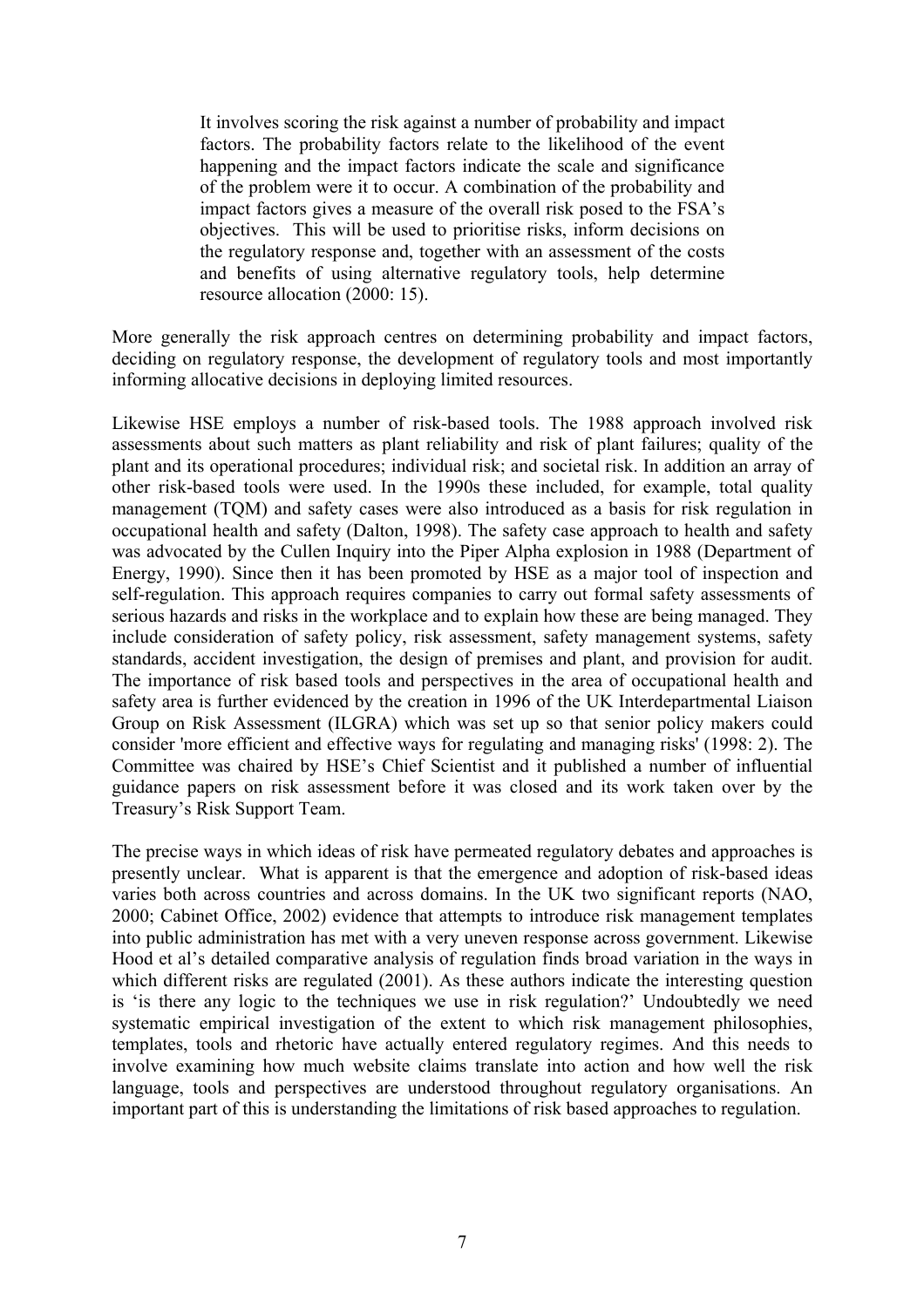> It involves scoring the risk against a number of probability and impact factors. The probability factors relate to the likelihood of the event happening and the impact factors indicate the scale and significance of the problem were it to occur. A combination of the probability and impact factors gives a measure of the overall risk posed to the FSA's objectives. This will be used to prioritise risks, inform decisions on the regulatory response and, together with an assessment of the costs and benefits of using alternative regulatory tools, help determine resource allocation (2000: 15).

More generally the risk approach centres on determining probability and impact factors, deciding on regulatory response, the development of regulatory tools and most importantly informing allocative decisions in deploying limited resources.

Likewise HSE employs a number of risk-based tools. The 1988 approach involved risk assessments about such matters as plant reliability and risk of plant failures; quality of the plant and its operational procedures; individual risk; and societal risk. In addition an array of other risk-based tools were used. In the 1990s these included, for example, total quality management (TQM) and safety cases were also introduced as a basis for risk regulation in occupational health and safety (Dalton, 1998). The safety case approach to health and safety was advocated by the Cullen Inquiry into the Piper Alpha explosion in 1988 (Department of Energy, 1990). Since then it has been promoted by HSE as a major tool of inspection and self-regulation. This approach requires companies to carry out formal safety assessments of serious hazards and risks in the workplace and to explain how these are being managed. They include consideration of safety policy, risk assessment, safety management systems, safety standards, accident investigation, the design of premises and plant, and provision for audit. The importance of risk based tools and perspectives in the area of occupational health and safety area is further evidenced by the creation in 1996 of the UK Interdepartmental Liaison Group on Risk Assessment (ILGRA) which was set up so that senior policy makers could consider 'more efficient and effective ways for regulating and managing risks' (1998: 2). The Committee was chaired by HSE's Chief Scientist and it published a number of influential guidance papers on risk assessment before it was closed and its work taken over by the Treasury's Risk Support Team.

The precise ways in which ideas of risk have permeated regulatory debates and approaches is presently unclear. What is apparent is that the emergence and adoption of risk-based ideas varies both across countries and across domains. In the UK two significant reports (NAO, 2000; Cabinet Office, 2002) evidence that attempts to introduce risk management templates into public administration has met with a very uneven response across government. Likewise Hood et al's detailed comparative analysis of regulation finds broad variation in the ways in which different risks are regulated (2001). As these authors indicate the interesting question is 'is there any logic to the techniques we use in risk regulation?' Undoubtedly we need systematic empirical investigation of the extent to which risk management philosophies, templates, tools and rhetoric have actually entered regulatory regimes. And this needs to involve examining how much website claims translate into action and how well the risk language, tools and perspectives are understood throughout regulatory organisations. An important part of this is understanding the limitations of risk based approaches to regulation.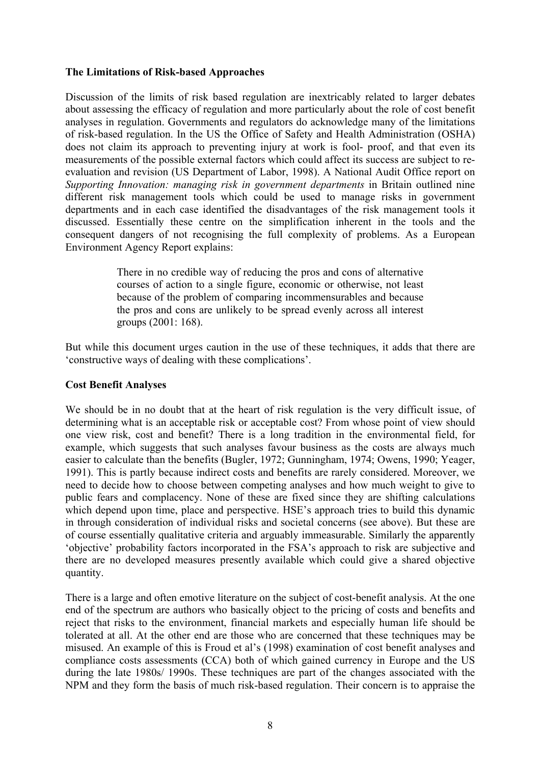**The Limitations of Risk-based Approaches**

Discussion of the limits of risk based regulation are inextricably related to larger debates about assessing the efficacy of regulation and more particularly about the role of cost benefit analyses in regulation. Governments and regulators do acknowledge many of the limitations of risk-based regulation. In the US the Office of Safety and Health Administration (OSHA) does not claim its approach to preventing injury at work is fool- proof, and that even its measurements of the possible external factors which could affect its success are subject to re-evaluation and revision (US Department of Labor, 1998). A National Audit Office report on *Supporting Innovation: managing risk in government departments* in Britain outlined nine different risk management tools which could be used to manage risks in government departments and in each case identified the disadvantages of the risk management tools it discussed. Essentially these centre on the simplification inherent in the tools and the consequent dangers of not recognising the full complexity of problems. As a European Environment Agency Report explains:

> There in no credible way of reducing the pros and cons of alternative courses of action to a single figure, economic or otherwise, not least because of the problem of comparing incommensurables and because the pros and cons are unlikely to be spread evenly across all interest groups (2001: 168).

But while this document urges caution in the use of these techniques, it adds that there are 'constructive ways of dealing with these complications'.

**Cost Benefit Analyses**

We should be in no doubt that at the heart of risk regulation is the very difficult issue, of determining what is an acceptable risk or acceptable cost? From whose point of view should one view risk, cost and benefit? There is a long tradition in the environmental field, for example, which suggests that such analyses favour business as the costs are always much easier to calculate than the benefits (Bugler, 1972; Gunningham, 1974; Owens, 1990; Yeager, 1991). This is partly because indirect costs and benefits are rarely considered. Moreover, we need to decide how to choose between competing analyses and how much weight to give to public fears and complacency. None of these are fixed since they are shifting calculations which depend upon time, place and perspective. HSE's approach tries to build this dynamic in through consideration of individual risks and societal concerns (see above). But these are of course essentially qualitative criteria and arguably immeasurable. Similarly the apparently 'objective' probability factors incorporated in the FSA's approach to risk are subjective and there are no developed measures presently available which could give a shared objective quantity.

There is a large and often emotive literature on the subject of cost-benefit analysis. At the one end of the spectrum are authors who basically object to the pricing of costs and benefits and reject that risks to the environment, financial markets and especially human life should be tolerated at all. At the other end are those who are concerned that these techniques may be misused. An example of this is Froud et al's (1998) examination of cost benefit analyses and compliance costs assessments (CCA) both of which gained currency in Europe and the US during the late 1980s/ 1990s. These techniques are part of the changes associated with the NPM and they form the basis of much risk-based regulation. Their concern is to appraise the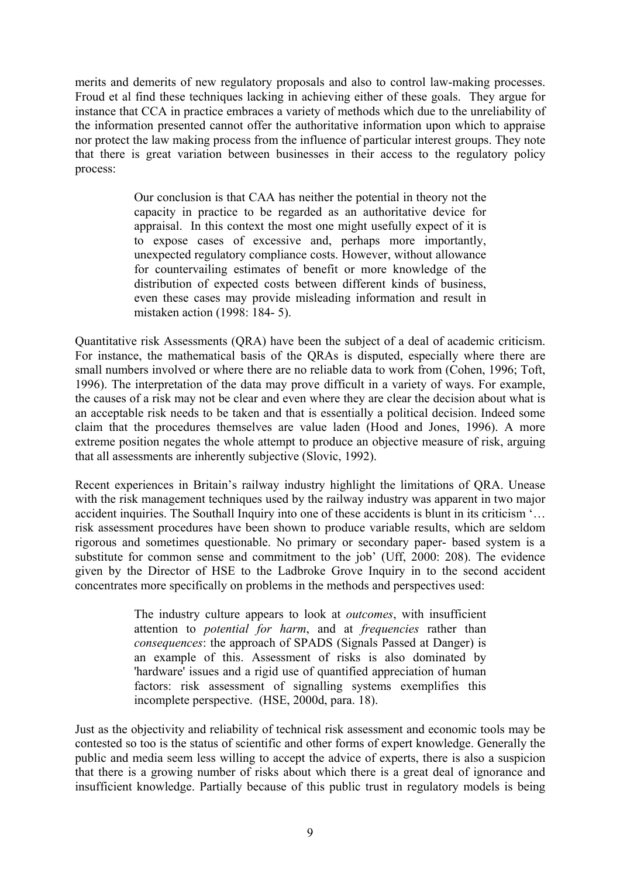merits and demerits of new regulatory proposals and also to control law-making processes. Froud et al find these techniques lacking in achieving either of these goals. They argue for instance that CCA in practice embraces a variety of methods which due to the unreliability of the information presented cannot offer the authoritative information upon which to appraise nor protect the law making process from the influence of particular interest groups. They note that there is great variation between businesses in their access to the regulatory policy process:

> Our conclusion is that CAA has neither the potential in theory not the capacity in practice to be regarded as an authoritative device for appraisal. In this context the most one might usefully expect of it is to expose cases of excessive and, perhaps more importantly, unexpected regulatory compliance costs. However, without allowance for countervailing estimates of benefit or more knowledge of the distribution of expected costs between different kinds of business, even these cases may provide misleading information and result in mistaken action (1998: 184- 5).

Quantitative risk Assessments (QRA) have been the subject of a deal of academic criticism. For instance, the mathematical basis of the QRAs is disputed, especially where there are small numbers involved or where there are no reliable data to work from (Cohen, 1996; Toft, 1996). The interpretation of the data may prove difficult in a variety of ways. For example, the causes of a risk may not be clear and even where they are clear the decision about what is an acceptable risk needs to be taken and that is essentially a political decision. Indeed some claim that the procedures themselves are value laden (Hood and Jones, 1996). A more extreme position negates the whole attempt to produce an objective measure of risk, arguing that all assessments are inherently subjective (Slovic, 1992).

Recent experiences in Britain's railway industry highlight the limitations of QRA. Unease with the risk management techniques used by the railway industry was apparent in two major accident inquiries. The Southall Inquiry into one of these accidents is blunt in its criticism '… risk assessment procedures have been shown to produce variable results, which are seldom rigorous and sometimes questionable. No primary or secondary paper- based system is a substitute for common sense and commitment to the job' (Uff, 2000: 208). The evidence given by the Director of HSE to the Ladbroke Grove Inquiry in to the second accident concentrates more specifically on problems in the methods and perspectives used:

> The industry culture appears to look at *outcomes*, with insufficient attention to *potential for harm*, and at *frequencies* rather than *consequences*: the approach of SPADS (Signals Passed at Danger) is an example of this. Assessment of risks is also dominated by 'hardware' issues and a rigid use of quantified appreciation of human factors: risk assessment of signalling systems exemplifies this incomplete perspective. (HSE, 2000d, para. 18).

Just as the objectivity and reliability of technical risk assessment and economic tools may be contested so too is the status of scientific and other forms of expert knowledge. Generally the public and media seem less willing to accept the advice of experts, there is also a suspicion that there is a growing number of risks about which there is a great deal of ignorance and insufficient knowledge. Partially because of this public trust in regulatory models is being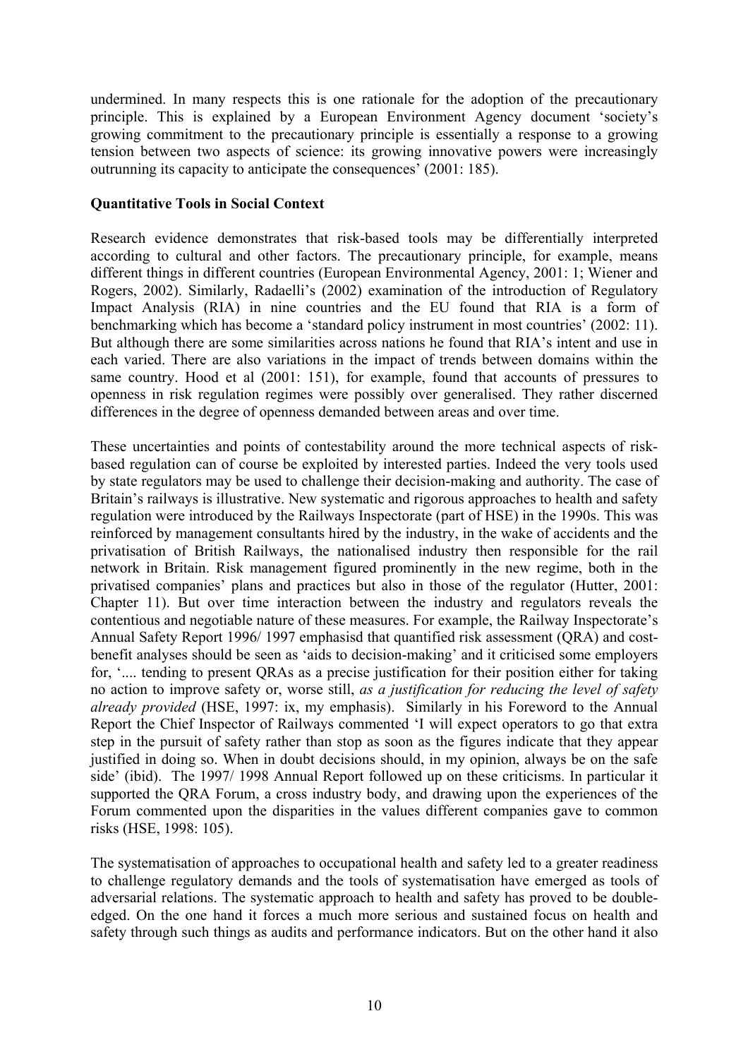undermined. In many respects this is one rationale for the adoption of the precautionary principle. This is explained by a European Environment Agency document 'society's growing commitment to the precautionary principle is essentially a response to a growing tension between two aspects of science: its growing innovative powers were increasingly outrunning its capacity to anticipate the consequences' (2001: 185).

**Quantitative Tools in Social Context**

Research evidence demonstrates that risk-based tools may be differentially interpreted according to cultural and other factors. The precautionary principle, for example, means different things in different countries (European Environmental Agency, 2001: 1; Wiener and Rogers, 2002). Similarly, Radaelli's (2002) examination of the introduction of Regulatory Impact Analysis (RIA) in nine countries and the EU found that RIA is a form of benchmarking which has become a 'standard policy instrument in most countries' (2002: 11). But although there are some similarities across nations he found that RIA's intent and use in each varied. There are also variations in the impact of trends between domains within the same country. Hood et al (2001: 151), for example, found that accounts of pressures to openness in risk regulation regimes were possibly over generalised. They rather discerned differences in the degree of openness demanded between areas and over time.

These uncertainties and points of contestability around the more technical aspects of risk-based regulation can of course be exploited by interested parties. Indeed the very tools used by state regulators may be used to challenge their decision-making and authority. The case of Britain's railways is illustrative. New systematic and rigorous approaches to health and safety regulation were introduced by the Railways Inspectorate (part of HSE) in the 1990s. This was reinforced by management consultants hired by the industry, in the wake of accidents and the privatisation of British Railways, the nationalised industry then responsible for the rail network in Britain. Risk management figured prominently in the new regime, both in the privatised companies' plans and practices but also in those of the regulator (Hutter, 2001: Chapter 11). But over time interaction between the industry and regulators reveals the contentious and negotiable nature of these measures. For example, the Railway Inspectorate's Annual Safety Report 1996/ 1997 emphasisd that quantified risk assessment (QRA) and cost-benefit analyses should be seen as 'aids to decision-making' and it criticised some employers for, '.... tending to present QRAs as a precise justification for their position either for taking no action to improve safety or, worse still, *as a justification for reducing the level of safety already provided* (HSE, 1997: ix, my emphasis). Similarly in his Foreword to the Annual Report the Chief Inspector of Railways commented 'I will expect operators to go that extra step in the pursuit of safety rather than stop as soon as the figures indicate that they appear justified in doing so. When in doubt decisions should, in my opinion, always be on the safe side' (ibid). The 1997/ 1998 Annual Report followed up on these criticisms. In particular it supported the QRA Forum, a cross industry body, and drawing upon the experiences of the Forum commented upon the disparities in the values different companies gave to common risks (HSE, 1998: 105).

The systematisation of approaches to occupational health and safety led to a greater readiness to challenge regulatory demands and the tools of systematisation have emerged as tools of adversarial relations. The systematic approach to health and safety has proved to be double-edged. On the one hand it forces a much more serious and sustained focus on health and safety through such things as audits and performance indicators. But on the other hand it also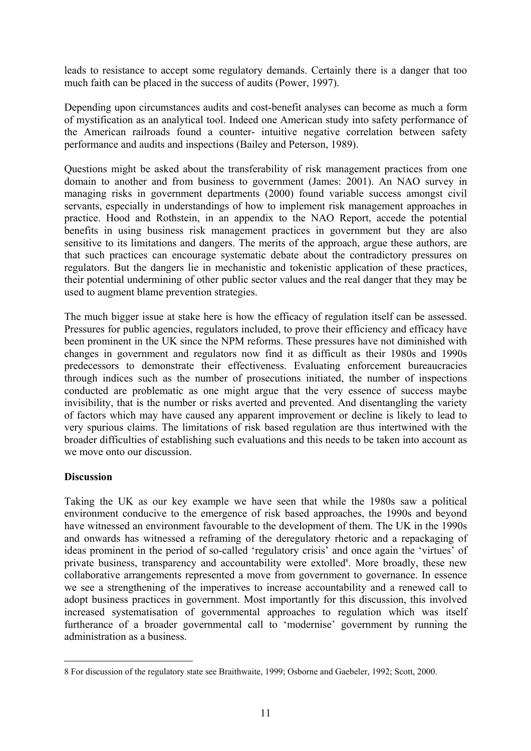leads to resistance to accept some regulatory demands. Certainly there is a danger that too much faith can be placed in the success of audits (Power, 1997).

Depending upon circumstances audits and cost-benefit analyses can become as much a form of mystification as an analytical tool. Indeed one American study into safety performance of the American railroads found a counter- intuitive negative correlation between safety performance and audits and inspections (Bailey and Peterson, 1989).

Questions might be asked about the transferability of risk management practices from one domain to another and from business to government (James: 2001). An NAO survey in managing risks in government departments (2000) found variable success amongst civil servants, especially in understandings of how to implement risk management approaches in practice. Hood and Rothstein, in an appendix to the NAO Report, accede the potential benefits in using business risk management practices in government but they are also sensitive to its limitations and dangers. The merits of the approach, argue these authors, are that such practices can encourage systematic debate about the contradictory pressures on regulators. But the dangers lie in mechanistic and tokenistic application of these practices, their potential undermining of other public sector values and the real danger that they may be used to augment blame prevention strategies.

The much bigger issue at stake here is how the efficacy of regulation itself can be assessed. Pressures for public agencies, regulators included, to prove their efficiency and efficacy have been prominent in the UK since the NPM reforms. These pressures have not diminished with changes in government and regulators now find it as difficult as their 1980s and 1990s predecessors to demonstrate their effectiveness. Evaluating enforcement bureaucracies through indices such as the number of prosecutions initiated, the number of inspections conducted are problematic as one might argue that the very essence of success maybe invisibility, that is the number or risks averted and prevented. And disentangling the variety of factors which may have caused any apparent improvement or decline is likely to lead to very spurious claims. The limitations of risk based regulation are thus intertwined with the broader difficulties of establishing such evaluations and this needs to be taken into account as we move onto our discussion.

**Discussion**

Taking the UK as our key example we have seen that while the 1980s saw a political environment conducive to the emergence of risk based approaches, the 1990s and beyond have witnessed an environment favourable to the development of them. The UK in the 1990s and onwards has witnessed a reframing of the deregulatory rhetoric and a repackaging of ideas prominent in the period of so-called 'regulatory crisis' and once again the 'virtues' of private business, transparency and accountability were extolled[8]. More broadly, these new collaborative arrangements represented a move from government to governance. In essence we see a strengthening of the imperatives to increase accountability and a renewed call to adopt business practices in government. Most importantly for this discussion, this involved increased systematisation of governmental approaches to regulation which was itself furtherance of a broader governmental call to 'modernise' government by running the administration as a business.

---

8 For discussion of the regulatory state see Braithwaite, 1999; Osborne and Gaebeler, 1992; Scott, 2000.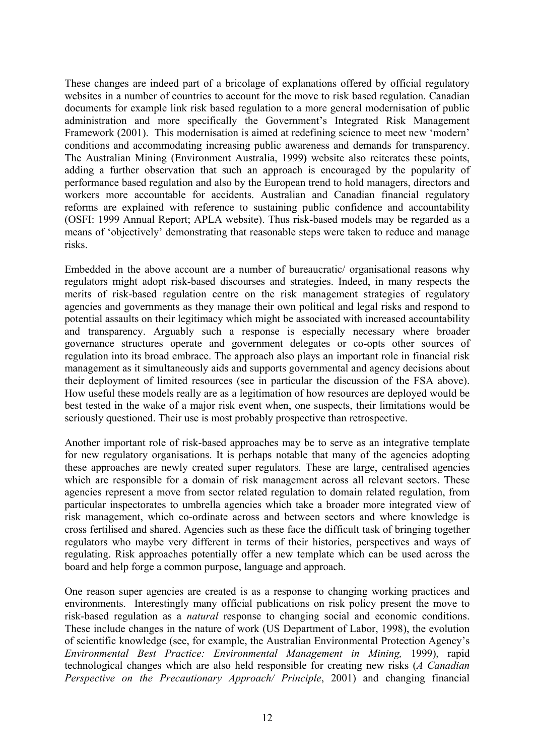These changes are indeed part of a bricolage of explanations offered by official regulatory websites in a number of countries to account for the move to risk based regulation. Canadian documents for example link risk based regulation to a more general modernisation of public administration and more specifically the Government's Integrated Risk Management Framework (2001). This modernisation is aimed at redefining science to meet new 'modern' conditions and accommodating increasing public awareness and demands for transparency. The Australian Mining (Environment Australia, 1999**)** website also reiterates these points, adding a further observation that such an approach is encouraged by the popularity of performance based regulation and also by the European trend to hold managers, directors and workers more accountable for accidents. Australian and Canadian financial regulatory reforms are explained with reference to sustaining public confidence and accountability (OSFI: 1999 Annual Report; APLA website). Thus risk-based models may be regarded as a means of 'objectively' demonstrating that reasonable steps were taken to reduce and manage risks.

Embedded in the above account are a number of bureaucratic/ organisational reasons why regulators might adopt risk-based discourses and strategies. Indeed, in many respects the merits of risk-based regulation centre on the risk management strategies of regulatory agencies and governments as they manage their own political and legal risks and respond to potential assaults on their legitimacy which might be associated with increased accountability and transparency. Arguably such a response is especially necessary where broader governance structures operate and government delegates or co-opts other sources of regulation into its broad embrace. The approach also plays an important role in financial risk management as it simultaneously aids and supports governmental and agency decisions about their deployment of limited resources (see in particular the discussion of the FSA above). How useful these models really are as a legitimation of how resources are deployed would be best tested in the wake of a major risk event when, one suspects, their limitations would be seriously questioned. Their use is most probably prospective than retrospective.

Another important role of risk-based approaches may be to serve as an integrative template for new regulatory organisations. It is perhaps notable that many of the agencies adopting these approaches are newly created super regulators. These are large, centralised agencies which are responsible for a domain of risk management across all relevant sectors. These agencies represent a move from sector related regulation to domain related regulation, from particular inspectorates to umbrella agencies which take a broader more integrated view of risk management, which co-ordinate across and between sectors and where knowledge is cross fertilised and shared. Agencies such as these face the difficult task of bringing together regulators who maybe very different in terms of their histories, perspectives and ways of regulating. Risk approaches potentially offer a new template which can be used across the board and help forge a common purpose, language and approach.

One reason super agencies are created is as a response to changing working practices and environments. Interestingly many official publications on risk policy present the move to risk-based regulation as a *natural* response to changing social and economic conditions. These include changes in the nature of work (US Department of Labor, 1998), the evolution of scientific knowledge (see, for example, the Australian Environmental Protection Agency's *Environmental Best Practice: Environmental Management in Mining,* 1999), rapid technological changes which are also held responsible for creating new risks (*A Canadian Perspective on the Precautionary Approach/ Principle*, 2001) and changing financial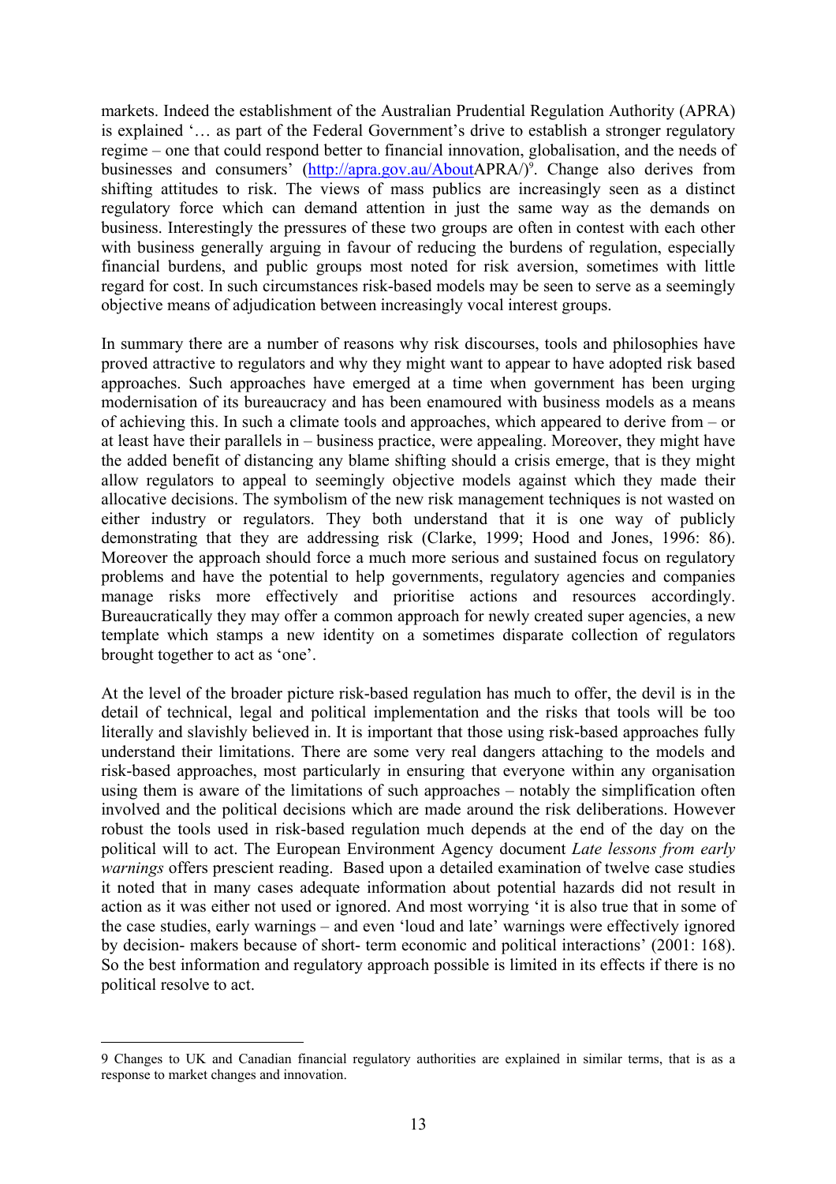markets. Indeed the establishment of the Australian Prudential Regulation Authority (APRA) is explained '… as part of the Federal Government's drive to establish a stronger regulatory regime – one that could respond better to financial innovation, globalisation, and the needs of businesses and consumers' (http://apra.gov.au/AboutAPRA/)[9]. Change also derives from shifting attitudes to risk. The views of mass publics are increasingly seen as a distinct regulatory force which can demand attention in just the same way as the demands on business. Interestingly the pressures of these two groups are often in contest with each other with business generally arguing in favour of reducing the burdens of regulation, especially financial burdens, and public groups most noted for risk aversion, sometimes with little regard for cost. In such circumstances risk-based models may be seen to serve as a seemingly objective means of adjudication between increasingly vocal interest groups.

In summary there are a number of reasons why risk discourses, tools and philosophies have proved attractive to regulators and why they might want to appear to have adopted risk based approaches. Such approaches have emerged at a time when government has been urging modernisation of its bureaucracy and has been enamoured with business models as a means of achieving this. In such a climate tools and approaches, which appeared to derive from – or at least have their parallels in – business practice, were appealing. Moreover, they might have the added benefit of distancing any blame shifting should a crisis emerge, that is they might allow regulators to appeal to seemingly objective models against which they made their allocative decisions. The symbolism of the new risk management techniques is not wasted on either industry or regulators. They both understand that it is one way of publicly demonstrating that they are addressing risk (Clarke, 1999; Hood and Jones, 1996: 86). Moreover the approach should force a much more serious and sustained focus on regulatory problems and have the potential to help governments, regulatory agencies and companies manage risks more effectively and prioritise actions and resources accordingly. Bureaucratically they may offer a common approach for newly created super agencies, a new template which stamps a new identity on a sometimes disparate collection of regulators brought together to act as 'one'.

At the level of the broader picture risk-based regulation has much to offer, the devil is in the detail of technical, legal and political implementation and the risks that tools will be too literally and slavishly believed in. It is important that those using risk-based approaches fully understand their limitations. There are some very real dangers attaching to the models and risk-based approaches, most particularly in ensuring that everyone within any organisation using them is aware of the limitations of such approaches – notably the simplification often involved and the political decisions which are made around the risk deliberations. However robust the tools used in risk-based regulation much depends at the end of the day on the political will to act. The European Environment Agency document *Late lessons from early warnings* offers prescient reading. Based upon a detailed examination of twelve case studies it noted that in many cases adequate information about potential hazards did not result in action as it was either not used or ignored. And most worrying 'it is also true that in some of the case studies, early warnings – and even 'loud and late' warnings were effectively ignored by decision- makers because of short- term economic and political interactions' (2001: 168). So the best information and regulatory approach possible is limited in its effects if there is no political resolve to act.

---

9 Changes to UK and Canadian financial regulatory authorities are explained in similar terms, that is as a response to market changes and innovation.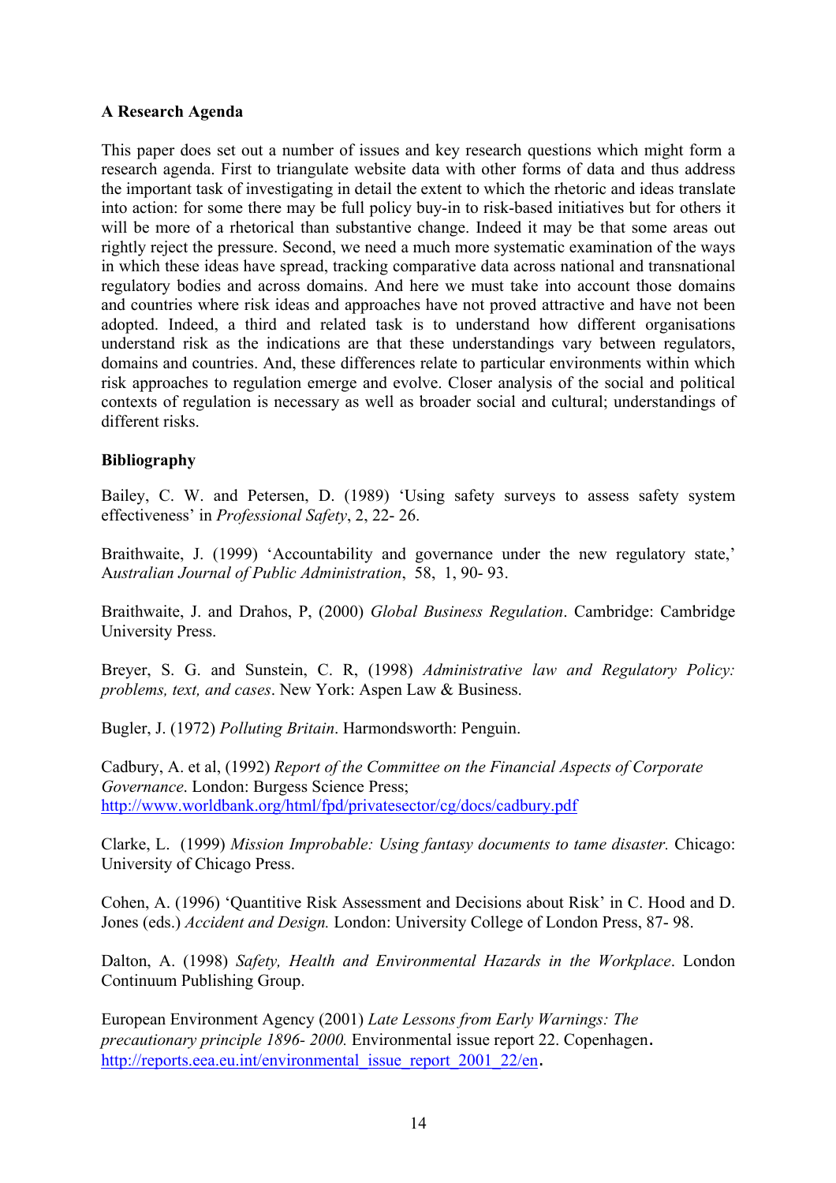**A Research Agenda**

This paper does set out a number of issues and key research questions which might form a research agenda. First to triangulate website data with other forms of data and thus address the important task of investigating in detail the extent to which the rhetoric and ideas translate into action: for some there may be full policy buy-in to risk-based initiatives but for others it will be more of a rhetorical than substantive change. Indeed it may be that some areas out rightly reject the pressure. Second, we need a much more systematic examination of the ways in which these ideas have spread, tracking comparative data across national and transnational regulatory bodies and across domains. And here we must take into account those domains and countries where risk ideas and approaches have not proved attractive and have not been adopted. Indeed, a third and related task is to understand how different organisations understand risk as the indications are that these understandings vary between regulators, domains and countries. And, these differences relate to particular environments within which risk approaches to regulation emerge and evolve. Closer analysis of the social and political contexts of regulation is necessary as well as broader social and cultural; understandings of different risks.

**Bibliography**

Bailey, C. W. and Petersen, D. (1989) 'Using safety surveys to assess safety system effectiveness' in *Professional Safety*, 2, 22- 26.

Braithwaite, J. (1999) 'Accountability and governance under the new regulatory state,' A*ustralian Journal of Public Administration*, 58, 1, 90- 93.

Braithwaite, J. and Drahos, P, (2000) *Global Business Regulation*. Cambridge: Cambridge University Press.

Breyer, S. G. and Sunstein, C. R, (1998) *Administrative law and Regulatory Policy: problems, text, and cases*. New York: Aspen Law & Business.

Bugler, J. (1972) *Polluting Britain*. Harmondsworth: Penguin.

Cadbury, A. et al, (1992) *Report of the Committee on the Financial Aspects of Corporate Governance*. London: Burgess Science Press; http://www.worldbank.org/html/fpd/privatesector/cg/docs/cadbury.pdf

Clarke, L. (1999) *Mission Improbable: Using fantasy documents to tame disaster.* Chicago: University of Chicago Press.

Cohen, A. (1996) 'Quantitive Risk Assessment and Decisions about Risk' in C. Hood and D. Jones (eds.) *Accident and Design.* London: University College of London Press, 87- 98.

Dalton, A. (1998) *Safety, Health and Environmental Hazards in the Workplace*. London Continuum Publishing Group.

European Environment Agency (2001) *Late Lessons from Early Warnings: The precautionary principle 1896- 2000.* Environmental issue report 22. Copenhagen. http://reports.eea.eu.int/environmental_issue_report_2001_22/en.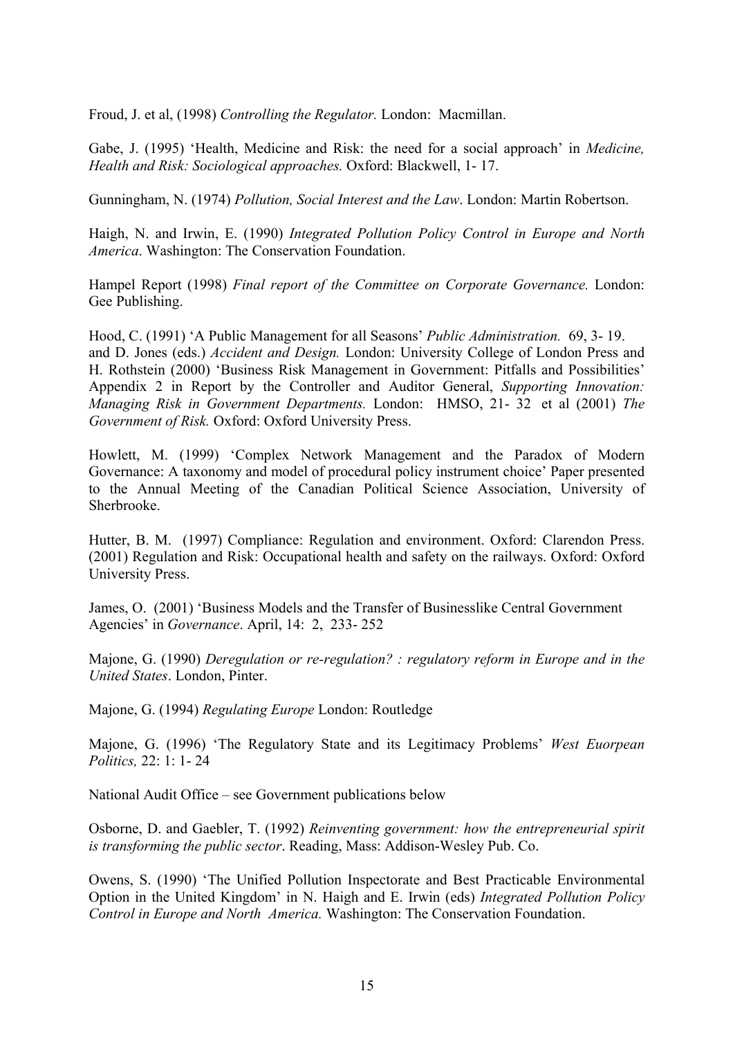Froud, J. et al, (1998) *Controlling the Regulator.* London: Macmillan.

Gabe, J. (1995) 'Health, Medicine and Risk: the need for a social approach' in *Medicine, Health and Risk: Sociological approaches.* Oxford: Blackwell, 1- 17.

Gunningham, N. (1974) *Pollution, Social Interest and the Law*. London: Martin Robertson.

Haigh, N. and Irwin, E. (1990) *Integrated Pollution Policy Control in Europe and North America*. Washington: The Conservation Foundation.

Hampel Report (1998) *Final report of the Committee on Corporate Governance.* London: Gee Publishing.

Hood, C. (1991) 'A Public Management for all Seasons' *Public Administration.* 69, 3- 19. and D. Jones (eds.) *Accident and Design.* London: University College of London Press and H. Rothstein (2000) 'Business Risk Management in Government: Pitfalls and Possibilities' Appendix 2 in Report by the Controller and Auditor General, *Supporting Innovation: Managing Risk in Government Departments.* London: HMSO, 21- 32 et al (2001) *The Government of Risk.* Oxford: Oxford University Press.

Howlett, M. (1999) 'Complex Network Management and the Paradox of Modern Governance: A taxonomy and model of procedural policy instrument choice' Paper presented to the Annual Meeting of the Canadian Political Science Association, University of Sherbrooke.

Hutter, B. M. (1997) Compliance: Regulation and environment. Oxford: Clarendon Press. (2001) Regulation and Risk: Occupational health and safety on the railways. Oxford: Oxford University Press.

James, O. (2001) 'Business Models and the Transfer of Businesslike Central Government Agencies' in *Governance*. April, 14: 2, 233- 252

Majone, G. (1990) *Deregulation or re-regulation? : regulatory reform in Europe and in the United States*. London, Pinter.

Majone, G. (1994) *Regulating Europe* London: Routledge

Majone, G. (1996) 'The Regulatory State and its Legitimacy Problems' *West Euorpean Politics,* 22: 1: 1- 24

National Audit Office – see Government publications below

Osborne, D. and Gaebler, T. (1992) *Reinventing government: how the entrepreneurial spirit is transforming the public sector*. Reading, Mass: Addison-Wesley Pub. Co.

Owens, S. (1990) 'The Unified Pollution Inspectorate and Best Practicable Environmental Option in the United Kingdom' in N. Haigh and E. Irwin (eds) *Integrated Pollution Policy Control in Europe and North America.* Washington: The Conservation Foundation.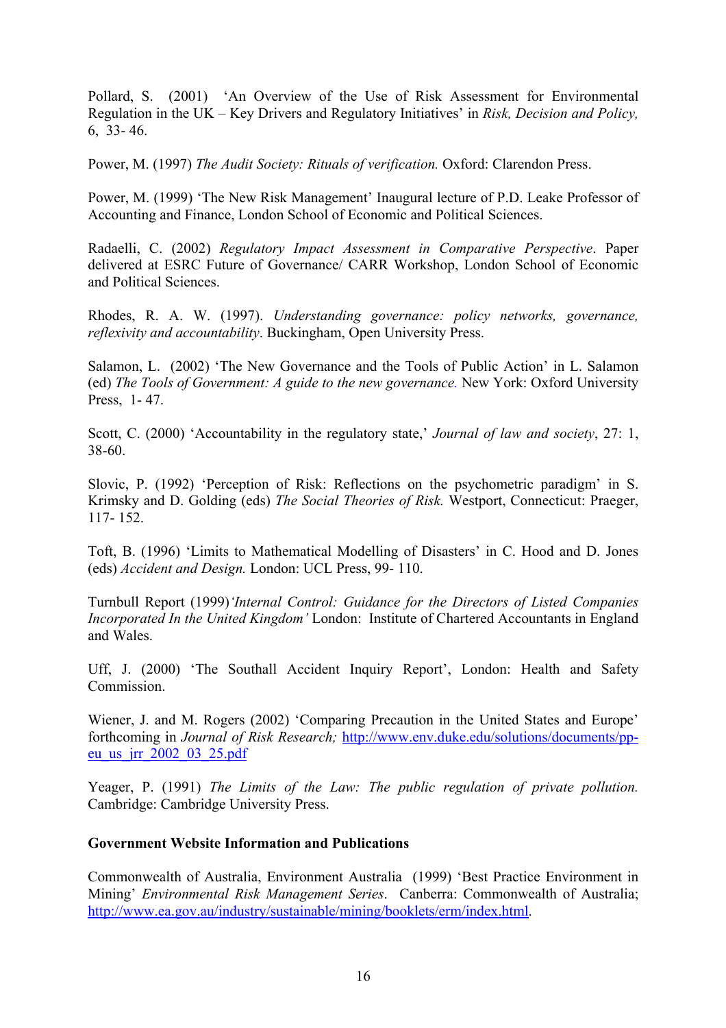Pollard, S. (2001) 'An Overview of the Use of Risk Assessment for Environmental Regulation in the UK – Key Drivers and Regulatory Initiatives' in *Risk, Decision and Policy,* 6, 33- 46.

Power, M. (1997) *The Audit Society: Rituals of verification.* Oxford: Clarendon Press.

Power, M. (1999) 'The New Risk Management' Inaugural lecture of P.D. Leake Professor of Accounting and Finance, London School of Economic and Political Sciences.

Radaelli, C. (2002) *Regulatory Impact Assessment in Comparative Perspective*. Paper delivered at ESRC Future of Governance/ CARR Workshop, London School of Economic and Political Sciences.

Rhodes, R. A. W. (1997). *Understanding governance: policy networks, governance, reflexivity and accountability*. Buckingham, Open University Press.

Salamon, L. (2002) 'The New Governance and the Tools of Public Action' in L. Salamon (ed) *The Tools of Government: A guide to the new governance.* New York: Oxford University Press, 1- 47.

Scott, C. (2000) 'Accountability in the regulatory state,' *Journal of law and society*, 27: 1, 38-60.

Slovic, P. (1992) 'Perception of Risk: Reflections on the psychometric paradigm' in S. Krimsky and D. Golding (eds) *The Social Theories of Risk.* Westport, Connecticut: Praeger, 117- 152.

Toft, B. (1996) 'Limits to Mathematical Modelling of Disasters' in C. Hood and D. Jones (eds) *Accident and Design.* London: UCL Press, 99- 110.

Turnbull Report (1999) *'Internal Control: Guidance for the Directors of Listed Companies Incorporated In the United Kingdom'* London: Institute of Chartered Accountants in England and Wales.

Uff, J. (2000) 'The Southall Accident Inquiry Report', London: Health and Safety Commission.

Wiener, J. and M. Rogers (2002) 'Comparing Precaution in the United States and Europe' forthcoming in *Journal of Risk Research;* http://www.env.duke.edu/solutions/documents/pp-eu_us_jrr_2002_03_25.pdf

Yeager, P. (1991) *The Limits of the Law: The public regulation of private pollution.* Cambridge: Cambridge University Press.

**Government Website Information and Publications**

Commonwealth of Australia, Environment Australia (1999) 'Best Practice Environment in Mining' *Environmental Risk Management Series*. Canberra: Commonwealth of Australia; http://www.ea.gov.au/industry/sustainable/mining/booklets/erm/index.html.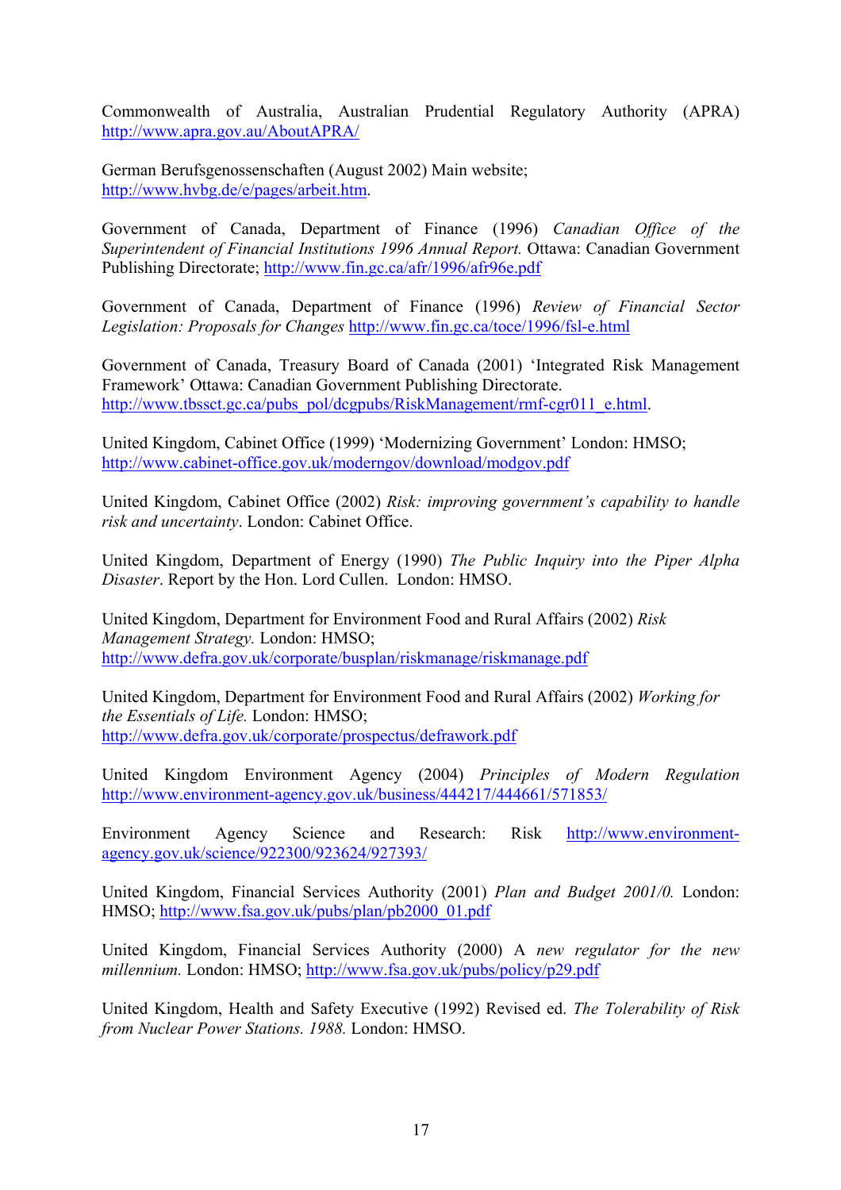Commonwealth of Australia, Australian Prudential Regulatory Authority (APRA) http://www.apra.gov.au/AboutAPRA/

German Berufsgenossenschaften (August 2002) Main website; http://www.hvbg.de/e/pages/arbeit.htm.

Government of Canada, Department of Finance (1996) *Canadian Office of the Superintendent of Financial Institutions 1996 Annual Report.* Ottawa: Canadian Government Publishing Directorate; http://www.fin.gc.ca/afr/1996/afr96e.pdf

Government of Canada, Department of Finance (1996) *Review of Financial Sector Legislation: Proposals for Changes* http://www.fin.gc.ca/toce/1996/fsl-e.html

Government of Canada, Treasury Board of Canada (2001) 'Integrated Risk Management Framework' Ottawa: Canadian Government Publishing Directorate. http://www.tbssct.gc.ca/pubs_pol/dcgpubs/RiskManagement/rmf-cgr011_e.html.

United Kingdom, Cabinet Office (1999) 'Modernizing Government' London: HMSO; http://www.cabinet-office.gov.uk/moderngov/download/modgov.pdf

United Kingdom, Cabinet Office (2002) *Risk: improving government's capability to handle risk and uncertainty*. London: Cabinet Office.

United Kingdom, Department of Energy (1990) *The Public Inquiry into the Piper Alpha Disaster*. Report by the Hon. Lord Cullen. London: HMSO.

United Kingdom, Department for Environment Food and Rural Affairs (2002) *Risk Management Strategy.* London: HMSO; http://www.defra.gov.uk/corporate/busplan/riskmanage/riskmanage.pdf

United Kingdom, Department for Environment Food and Rural Affairs (2002) *Working for the Essentials of Life.* London: HMSO; http://www.defra.gov.uk/corporate/prospectus/defrawork.pdf

United Kingdom Environment Agency (2004) *Principles of Modern Regulation* http://www.environment-agency.gov.uk/business/444217/444661/571853/

Environment Agency Science and Research: Risk http://www.environment-agency.gov.uk/science/922300/923624/927393/

United Kingdom, Financial Services Authority (2001) *Plan and Budget 2001/0.* London: HMSO; http://www.fsa.gov.uk/pubs/plan/pb2000_01.pdf

United Kingdom, Financial Services Authority (2000) A *new regulator for the new millennium.* London: HMSO; http://www.fsa.gov.uk/pubs/policy/p29.pdf

United Kingdom, Health and Safety Executive (1992) Revised ed. *The Tolerability of Risk from Nuclear Power Stations. 1988.* London: HMSO.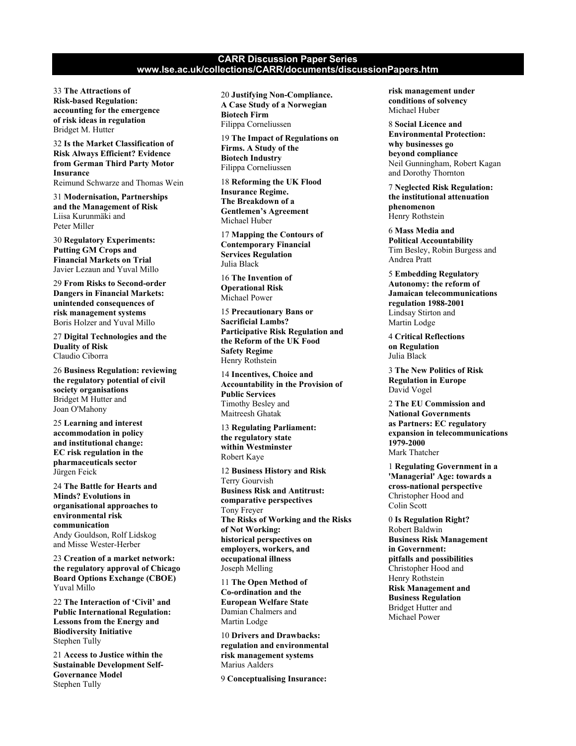# CARR Discussion Paper Series
## www.lse.ac.uk/collections/CARR/documents/discussionPapers.htm

33 **The Attractions of Risk-based Regulation: accounting for the emergence of risk ideas in regulation**
Bridget M. Hutter

32 **Is the Market Classification of Risk Always Efficient? Evidence from German Third Party Motor Insurance**
Reimund Schwarze and Thomas Wein

31 **Modernisation, Partnerships and the Management of Risk**
Liisa Kurunmäki and Peter Miller

30 **Regulatory Experiments: Putting GM Crops and Financial Markets on Trial**
Javier Lezaun and Yuval Millo

29 **From Risks to Second-order Dangers in Financial Markets: unintended consequences of risk management systems**
Boris Holzer and Yuval Millo

27 **Digital Technologies and the Duality of Risk**
Claudio Ciborra

26 **Business Regulation: reviewing the regulatory potential of civil society organisations**
Bridget M Hutter and Joan O'Mahony

25 **Learning and interest accommodation in policy and institutional change: EC risk regulation in the pharmaceuticals sector**
Jürgen Feick

24 **The Battle for Hearts and Minds? Evolutions in organisational approaches to environmental risk communication**
Andy Gouldson, Rolf Lidskog and Misse Wester-Herber

23 **Creation of a market network: the regulatory approval of Chicago Board Options Exchange (CBOE)**
Yuval Millo

22 **The Interaction of 'Civil' and Public International Regulation: Lessons from the Energy and Biodiversity Initiative**
Stephen Tully

21 **Access to Justice within the Sustainable Development Self-Governance Model**
Stephen Tully

20 **Justifying Non-Compliance. A Case Study of a Norwegian Biotech Firm**
Filippa Corneliussen

19 **The Impact of Regulations on Firms. A Study of the Biotech Industry**
Filippa Corneliussen

18 **Reforming the UK Flood Insurance Regime. The Breakdown of a Gentlemen's Agreement**
Michael Huber

17 **Mapping the Contours of Contemporary Financial Services Regulation**
Julia Black

16 **The Invention of Operational Risk**
Michael Power

15 **Precautionary Bans or Sacrificial Lambs? Participative Risk Regulation and the Reform of the UK Food Safety Regime**
Henry Rothstein

14 **Incentives, Choice and Accountability in the Provision of Public Services**
Timothy Besley and Maitreesh Ghatak

13 **Regulating Parliament: the regulatory state within Westminster**
Robert Kaye

12 **Business History and Risk**
Terry Gourvish
**Business Risk and Antitrust: comparative perspectives**
Tony Freyer
**The Risks of Working and the Risks of Not Working: historical perspectives on employers, workers, and occupational illness**
Joseph Melling

11 **The Open Method of Co-ordination and the European Welfare State**
Damian Chalmers and Martin Lodge

10 **Drivers and Drawbacks: regulation and environmental risk management systems**
Marius Aalders

9 **Conceptualising Insurance: risk management under conditions of solvency**
Michael Huber

8 **Social Licence and Environmental Protection: why businesses go beyond compliance**
Neil Gunningham, Robert Kagan and Dorothy Thornton

7 **Neglected Risk Regulation: the institutional attenuation phenomenon**
Henry Rothstein

6 **Mass Media and Political Accountability**
Tim Besley, Robin Burgess and Andrea Pratt

5 **Embedding Regulatory Autonomy: the reform of Jamaican telecommunications regulation 1988-2001**
Lindsay Stirton and Martin Lodge

4 **Critical Reflections on Regulation**
Julia Black

3 **The New Politics of Risk Regulation in Europe**
David Vogel

2 **The EU Commission and National Governments as Partners: EC regulatory expansion in telecommunications 1979-2000**
Mark Thatcher

1 **Regulating Government in a 'Managerial' Age: towards a cross-national perspective**
Christopher Hood and Colin Scott

0 **Is Regulation Right?**
Robert Baldwin
**Business Risk Management in Government: pitfalls and possibilities**
Christopher Hood and Henry Rothstein
**Risk Management and Business Regulation**
Bridget Hutter and Michael Power